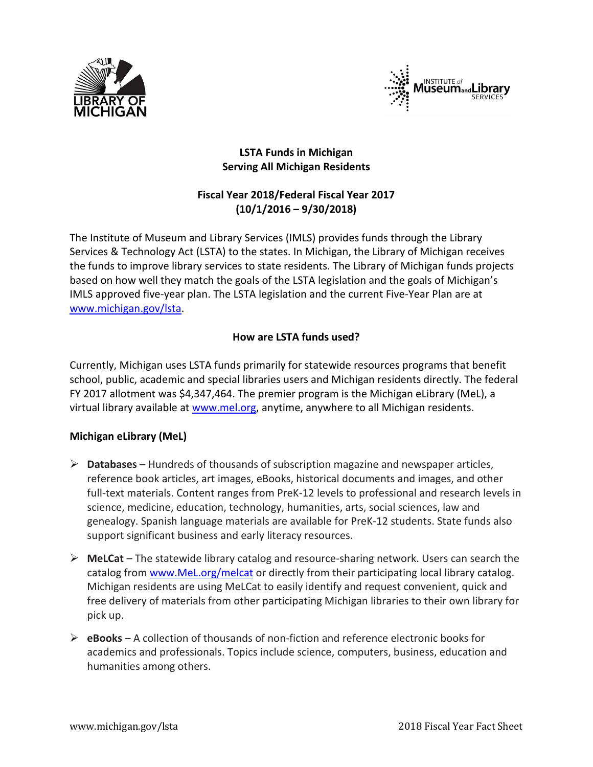# LSTA Funds in Michigan
## Serving All Michigan Residents

## Fiscal Year 2018/Federal Fiscal Year 2017
## (10/1/2016 – 9/30/2018)

The Institute of Museum and Library Services (IMLS) provides funds through the Library Services & Technology Act (LSTA) to the states. In Michigan, the Library of Michigan receives the funds to improve library services to state residents. The Library of Michigan funds projects based on how well they match the goals of the LSTA legislation and the goals of Michigan's IMLS approved five-year plan. The LSTA legislation and the current Five-Year Plan are at [www.michigan.gov/lsta](www.michigan.gov/lsta).

## How are LSTA funds used?

Currently, Michigan uses LSTA funds primarily for statewide resources programs that benefit school, public, academic and special libraries users and Michigan residents directly. The federal FY 2017 allotment was $4,347,464. The premier program is the Michigan eLibrary (MeL), a virtual library available at [www.mel.org](www.mel.org), anytime, anywhere to all Michigan residents.

### Michigan eLibrary (MeL)

- **Databases** – Hundreds of thousands of subscription magazine and newspaper articles, reference book articles, art images, eBooks, historical documents and images, and other full-text materials. Content ranges from PreK-12 levels to professional and research levels in science, medicine, education, technology, humanities, arts, social sciences, law and genealogy. Spanish language materials are available for PreK-12 students. State funds also support significant business and early literacy resources.

- **MeLCat** – The statewide library catalog and resource-sharing network. Users can search the catalog from [www.MeL.org/melcat](www.MeL.org/melcat) or directly from their participating local library catalog. Michigan residents are using MeLCat to easily identify and request convenient, quick and free delivery of materials from other participating Michigan libraries to their own library for pick up.

- **eBooks** – A collection of thousands of non-fiction and reference electronic books for academics and professionals. Topics include science, computers, business, education and humanities among others.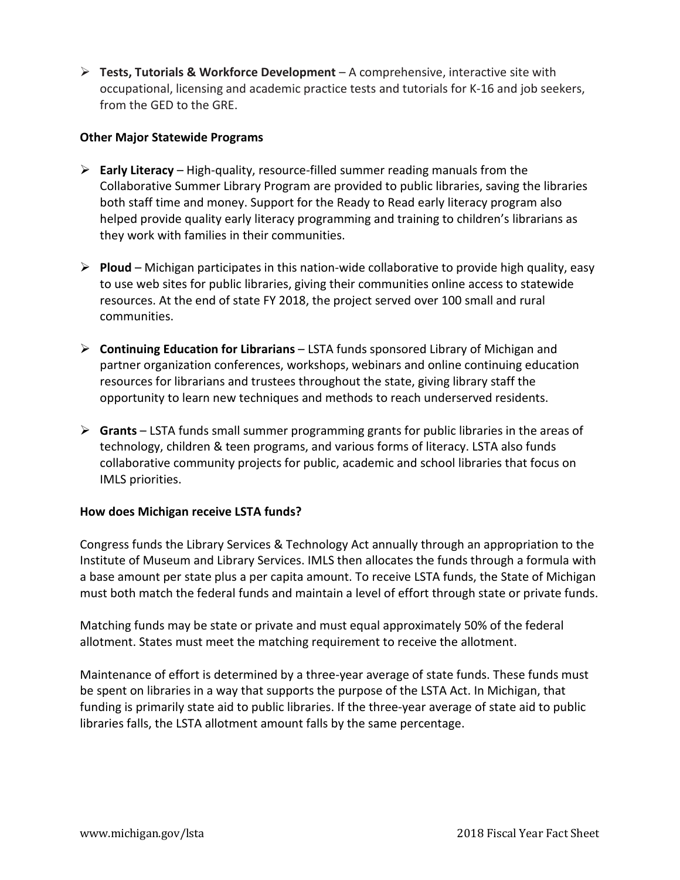- **Tests, Tutorials & Workforce Development** – A comprehensive, interactive site with occupational, licensing and academic practice tests and tutorials for K-16 and job seekers, from the GED to the GRE.

**Other Major Statewide Programs**

- **Early Literacy** – High-quality, resource-filled summer reading manuals from the Collaborative Summer Library Program are provided to public libraries, saving the libraries both staff time and money. Support for the Ready to Read early literacy program also helped provide quality early literacy programming and training to children's librarians as they work with families in their communities.

- **Ploud** – Michigan participates in this nation-wide collaborative to provide high quality, easy to use web sites for public libraries, giving their communities online access to statewide resources. At the end of state FY 2018, the project served over 100 small and rural communities.

- **Continuing Education for Librarians** – LSTA funds sponsored Library of Michigan and partner organization conferences, workshops, webinars and online continuing education resources for librarians and trustees throughout the state, giving library staff the opportunity to learn new techniques and methods to reach underserved residents.

- **Grants** – LSTA funds small summer programming grants for public libraries in the areas of technology, children & teen programs, and various forms of literacy. LSTA also funds collaborative community projects for public, academic and school libraries that focus on IMLS priorities.

**How does Michigan receive LSTA funds?**

Congress funds the Library Services & Technology Act annually through an appropriation to the Institute of Museum and Library Services. IMLS then allocates the funds through a formula with a base amount per state plus a per capita amount. To receive LSTA funds, the State of Michigan must both match the federal funds and maintain a level of effort through state or private funds.

Matching funds may be state or private and must equal approximately 50% of the federal allotment. States must meet the matching requirement to receive the allotment.

Maintenance of effort is determined by a three-year average of state funds. These funds must be spent on libraries in a way that supports the purpose of the LSTA Act. In Michigan, that funding is primarily state aid to public libraries. If the three-year average of state aid to public libraries falls, the LSTA allotment amount falls by the same percentage.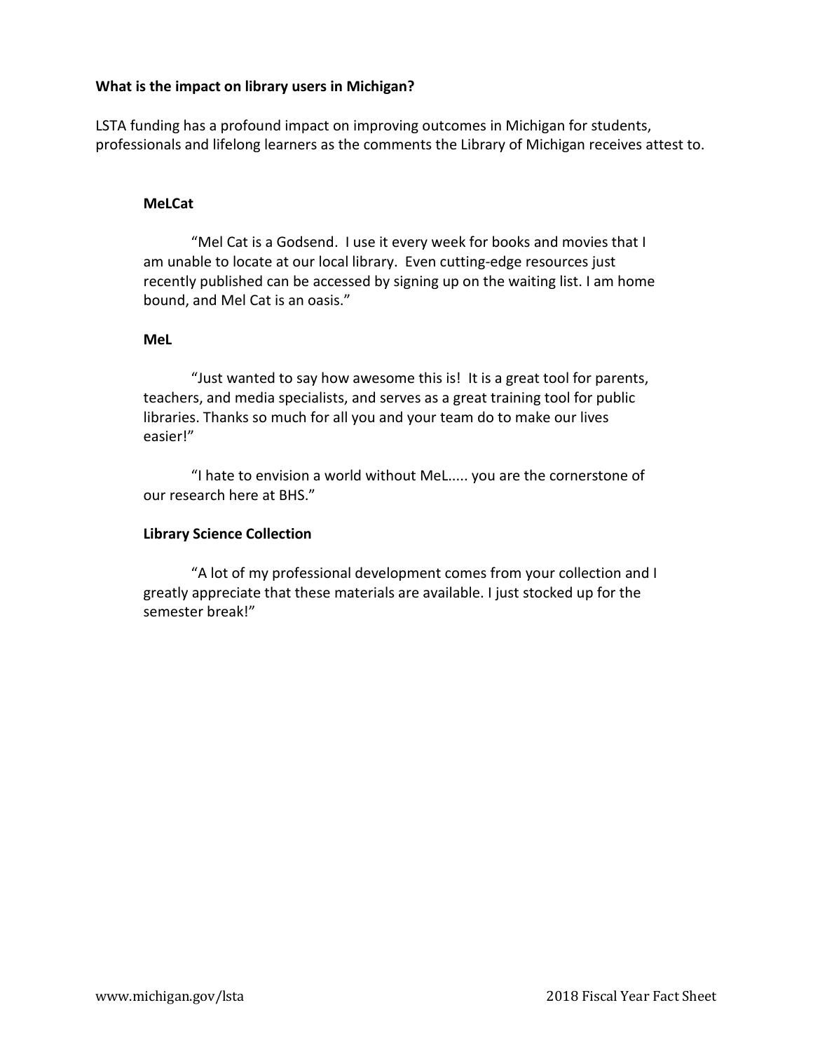**What is the impact on library users in Michigan?**

LSTA funding has a profound impact on improving outcomes in Michigan for students, professionals and lifelong learners as the comments the Library of Michigan receives attest to.

**MeLCat**

"Mel Cat is a Godsend. I use it every week for books and movies that I am unable to locate at our local library. Even cutting-edge resources just recently published can be accessed by signing up on the waiting list. I am home bound, and Mel Cat is an oasis."

**MeL**

"Just wanted to say how awesome this is! It is a great tool for parents, teachers, and media specialists, and serves as a great training tool for public libraries. Thanks so much for all you and your team do to make our lives easier!"

"I hate to envision a world without MeL..... you are the cornerstone of our research here at BHS."

**Library Science Collection**

"A lot of my professional development comes from your collection and I greatly appreciate that these materials are available. I just stocked up for the semester break!"